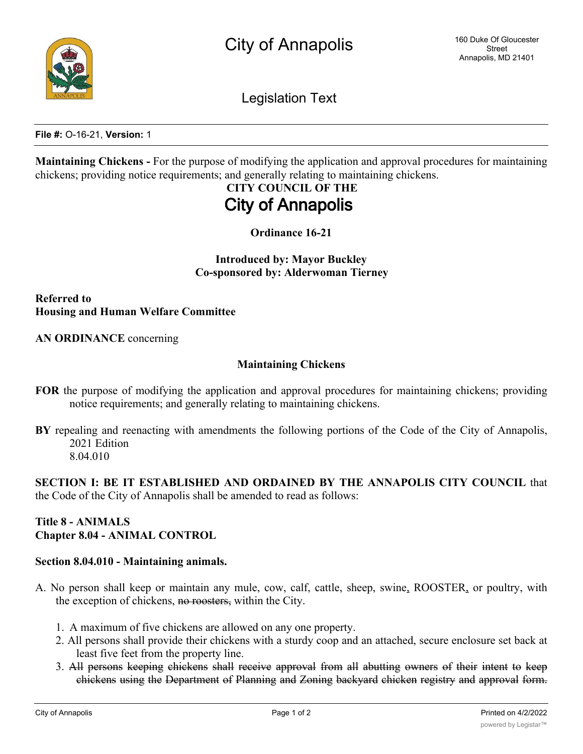# City of Annapolis

160 Duke Of Gloucester Street
Annapolis, MD 21401

## Legislation Text

**File #:** O-16-21, **Version:** 1

**Maintaining Chickens -** For the purpose of modifying the application and approval procedures for maintaining chickens; providing notice requirements; and generally relating to maintaining chickens.

**CITY COUNCIL OF THE**

# City of Annapolis

**Ordinance 16-21**

**Introduced by: Mayor Buckley**
**Co-sponsored by: Alderwoman Tierney**

**Referred to**
**Housing and Human Welfare Committee**

**AN ORDINANCE** concerning

**Maintaining Chickens**

**FOR** the purpose of modifying the application and approval procedures for maintaining chickens; providing notice requirements; and generally relating to maintaining chickens.

**BY** repealing and reenacting with amendments the following portions of the Code of the City of Annapolis, 2021 Edition
8.04.010

**SECTION I: BE IT ESTABLISHED AND ORDAINED BY THE ANNAPOLIS CITY COUNCIL** that the Code of the City of Annapolis shall be amended to read as follows:

**Title 8 - ANIMALS**
**Chapter 8.04 - ANIMAL CONTROL**

**Section 8.04.010 - Maintaining animals.**

A. No person shall keep or maintain any mule, cow, calf, cattle, sheep, swine, ROOSTER, or poultry, with the exception of chickens, ~~no roosters,~~ within the City.

1. A maximum of five chickens are allowed on any one property.
2. All persons shall provide their chickens with a sturdy coop and an attached, secure enclosure set back at least five feet from the property line.
3. ~~All persons keeping chickens shall receive approval from all abutting owners of their intent to keep chickens using the Department of Planning and Zoning backyard chicken registry and approval form.~~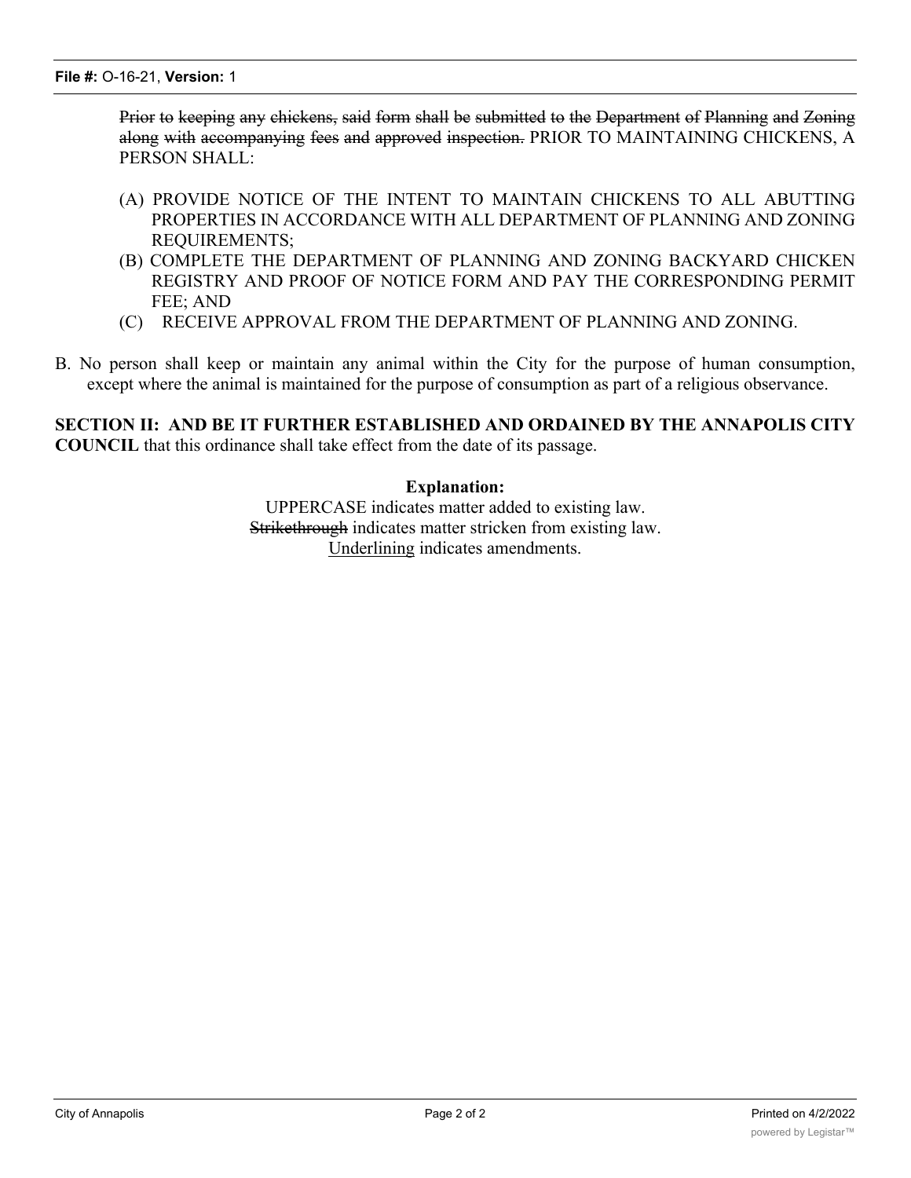~~Prior to keeping any chickens, said form shall be submitted to the Department of Planning and Zoning along with accompanying fees and approved inspection.~~ PRIOR TO MAINTAINING CHICKENS, A PERSON SHALL:

(A) PROVIDE NOTICE OF THE INTENT TO MAINTAIN CHICKENS TO ALL ABUTTING PROPERTIES IN ACCORDANCE WITH ALL DEPARTMENT OF PLANNING AND ZONING REQUIREMENTS;

(B) COMPLETE THE DEPARTMENT OF PLANNING AND ZONING BACKYARD CHICKEN REGISTRY AND PROOF OF NOTICE FORM AND PAY THE CORRESPONDING PERMIT FEE; AND

(C) RECEIVE APPROVAL FROM THE DEPARTMENT OF PLANNING AND ZONING.

B. No person shall keep or maintain any animal within the City for the purpose of human consumption, except where the animal is maintained for the purpose of consumption as part of a religious observance.

**SECTION II: AND BE IT FURTHER ESTABLISHED AND ORDAINED BY THE ANNAPOLIS CITY COUNCIL** that this ordinance shall take effect from the date of its passage.

**Explanation:**

UPPERCASE indicates matter added to existing law.

~~Strikethrough~~ indicates matter stricken from existing law.

<u>Underlining</u> indicates amendments.